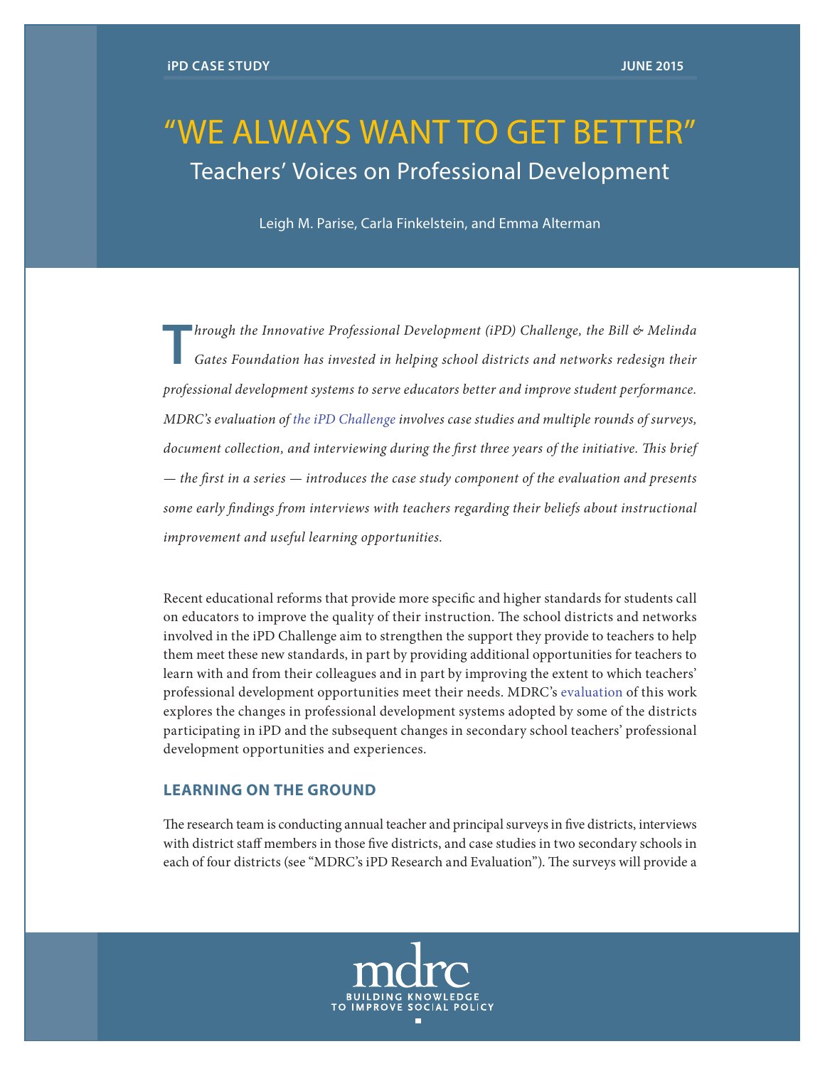iPD CASE STUDY JUNE 2015

# "WE ALWAYS WANT TO GET BETTER"

## Teachers' Voices on Professional Development

Leigh M. Parise, Carla Finkelstein, and Emma Alterman

*Through the Innovative Professional Development (iPD) Challenge, the Bill & Melinda Gates Foundation has invested in helping school districts and networks redesign their professional development systems to serve educators better and improve student performance. MDRC's evaluation of the iPD Challenge involves case studies and multiple rounds of surveys, document collection, and interviewing during the first three years of the initiative. This brief — the first in a series — introduces the case study component of the evaluation and presents some early findings from interviews with teachers regarding their beliefs about instructional improvement and useful learning opportunities.*

Recent educational reforms that provide more specific and higher standards for students call on educators to improve the quality of their instruction. The school districts and networks involved in the iPD Challenge aim to strengthen the support they provide to teachers to help them meet these new standards, in part by providing additional opportunities for teachers to learn with and from their colleagues and in part by improving the extent to which teachers' professional development opportunities meet their needs. MDRC's evaluation of this work explores the changes in professional development systems adopted by some of the districts participating in iPD and the subsequent changes in secondary school teachers' professional development opportunities and experiences.

### LEARNING ON THE GROUND

The research team is conducting annual teacher and principal surveys in five districts, interviews with district staff members in those five districts, and case studies in two secondary schools in each of four districts (see "MDRC's iPD Research and Evaluation"). The surveys will provide a

mdrc
BUILDING KNOWLEDGE TO IMPROVE SOCIAL POLICY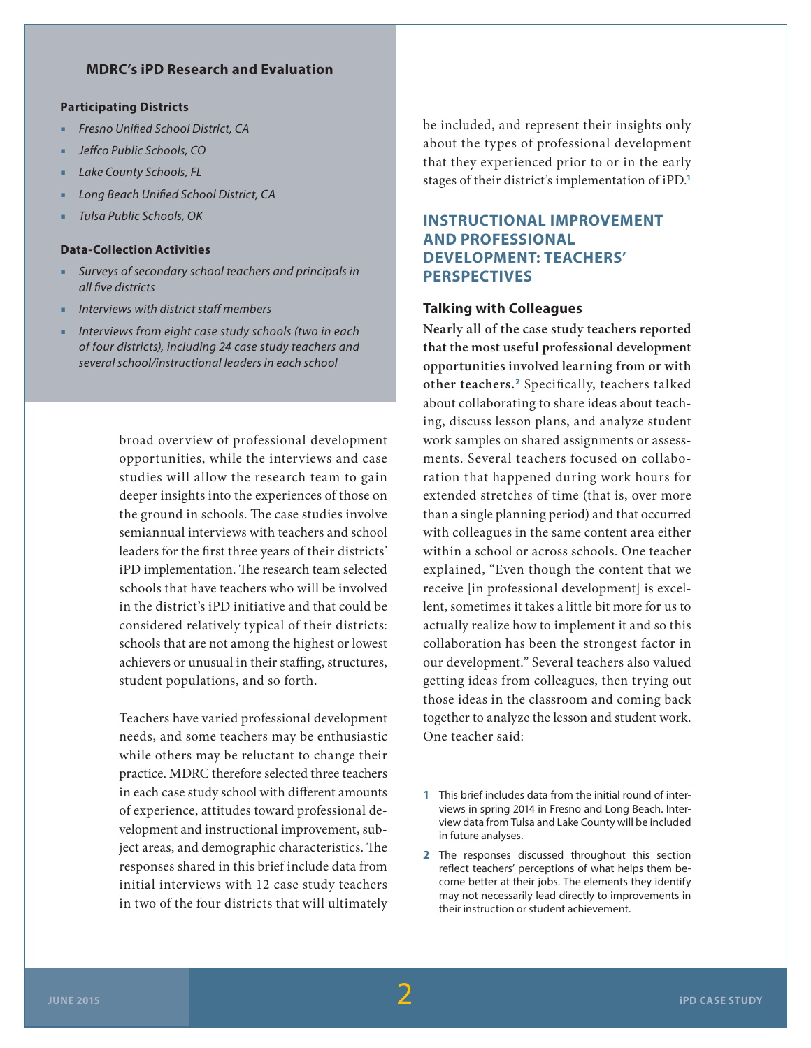## MDRC's iPD Research and Evaluation

**Participating Districts**

- *Fresno Unified School District, CA*
- *Jeffco Public Schools, CO*
- *Lake County Schools, FL*
- *Long Beach Unified School District, CA*
- *Tulsa Public Schools, OK*

**Data-Collection Activities**

- *Surveys of secondary school teachers and principals in all five districts*
- *Interviews with district staff members*
- *Interviews from eight case study schools (two in each of four districts), including 24 case study teachers and several school/instructional leaders in each school*

broad overview of professional development opportunities, while the interviews and case studies will allow the research team to gain deeper insights into the experiences of those on the ground in schools. The case studies involve semiannual interviews with teachers and school leaders for the first three years of their districts' iPD implementation. The research team selected schools that have teachers who will be involved in the district's iPD initiative and that could be considered relatively typical of their districts: schools that are not among the highest or lowest achievers or unusual in their staffing, structures, student populations, and so forth.

Teachers have varied professional development needs, and some teachers may be enthusiastic while others may be reluctant to change their practice. MDRC therefore selected three teachers in each case study school with different amounts of experience, attitudes toward professional development and instructional improvement, subject areas, and demographic characteristics. The responses shared in this brief include data from initial interviews with 12 case study teachers in two of the four districts that will ultimately be included, and represent their insights only about the types of professional development that they experienced prior to or in the early stages of their district's implementation of iPD.[1]

## INSTRUCTIONAL IMPROVEMENT AND PROFESSIONAL DEVELOPMENT: TEACHERS' PERSPECTIVES

### Talking with Colleagues

**Nearly all of the case study teachers reported that the most useful professional development opportunities involved learning from or with other teachers.**[2] Specifically, teachers talked about collaborating to share ideas about teaching, discuss lesson plans, and analyze student work samples on shared assignments or assessments. Several teachers focused on collaboration that happened during work hours for extended stretches of time (that is, over more than a single planning period) and that occurred with colleagues in the same content area either within a school or across schools. One teacher explained, "Even though the content that we receive [in professional development] is excellent, sometimes it takes a little bit more for us to actually realize how to implement it and so this collaboration has been the strongest factor in our development." Several teachers also valued getting ideas from colleagues, then trying out those ideas in the classroom and coming back together to analyze the lesson and student work. One teacher said:

---

1 This brief includes data from the initial round of interviews in spring 2014 in Fresno and Long Beach. Interview data from Tulsa and Lake County will be included in future analyses.

2 The responses discussed throughout this section reflect teachers' perceptions of what helps them become better at their jobs. The elements they identify may not necessarily lead directly to improvements in their instruction or student achievement.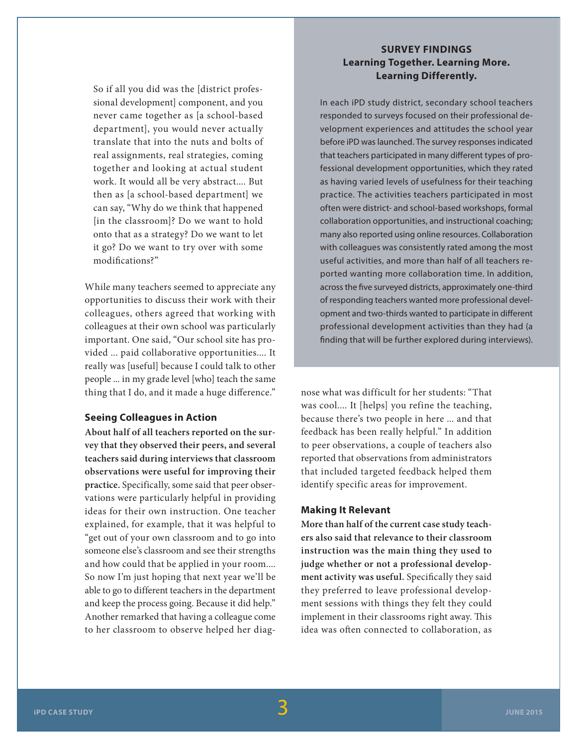> So if all you did was the [district professional development] component, and you never came together as [a school-based department], you would never actually translate that into the nuts and bolts of real assignments, real strategies, coming together and looking at actual student work. It would all be very abstract.... But then as [a school-based department] we can say, "Why do we think that happened [in the classroom]? Do we want to hold onto that as a strategy? Do we want to let it go? Do we want to try over with some modifications?"

While many teachers seemed to appreciate any opportunities to discuss their work with their colleagues, others agreed that working with colleagues at their own school was particularly important. One said, "Our school site has provided ... paid collaborative opportunities.... It really was [useful] because I could talk to other people ... in my grade level [who] teach the same thing that I do, and it made a huge difference."

### Seeing Colleagues in Action

**About half of all teachers reported on the survey that they observed their peers, and several teachers said during interviews that classroom observations were useful for improving their practice.** Specifically, some said that peer observations were particularly helpful in providing ideas for their own instruction. One teacher explained, for example, that it was helpful to "get out of your own classroom and to go into someone else's classroom and see their strengths and how could that be applied in your room.... So now I'm just hoping that next year we'll be able to go to different teachers in the department and keep the process going. Because it did help." Another remarked that having a colleague come to her classroom to observe helped her diagnose what was difficult for her students: "That was cool.... It [helps] you refine the teaching, because there's two people in here ... and that feedback has been really helpful." In addition to peer observations, a couple of teachers also reported that observations from administrators that included targeted feedback helped them identify specific areas for improvement.

### Making It Relevant

**More than half of the current case study teachers also said that relevance to their classroom instruction was the main thing they used to judge whether or not a professional development activity was useful.** Specifically they said they preferred to leave professional development sessions with things they felt they could implement in their classrooms right away. This idea was often connected to collaboration, as

---

## SURVEY FINDINGS
## Learning Together. Learning More. Learning Differently.

In each iPD study district, secondary school teachers responded to surveys focused on their professional development experiences and attitudes the school year before iPD was launched. The survey responses indicated that teachers participated in many different types of professional development opportunities, which they rated as having varied levels of usefulness for their teaching practice. The activities teachers participated in most often were district- and school-based workshops, formal collaboration opportunities, and instructional coaching; many also reported using online resources. Collaboration with colleagues was consistently rated among the most useful activities, and more than half of all teachers reported wanting more collaboration time. In addition, across the five surveyed districts, approximately one-third of responding teachers wanted more professional development and two-thirds wanted to participate in different professional development activities than they had (a finding that will be further explored during interviews).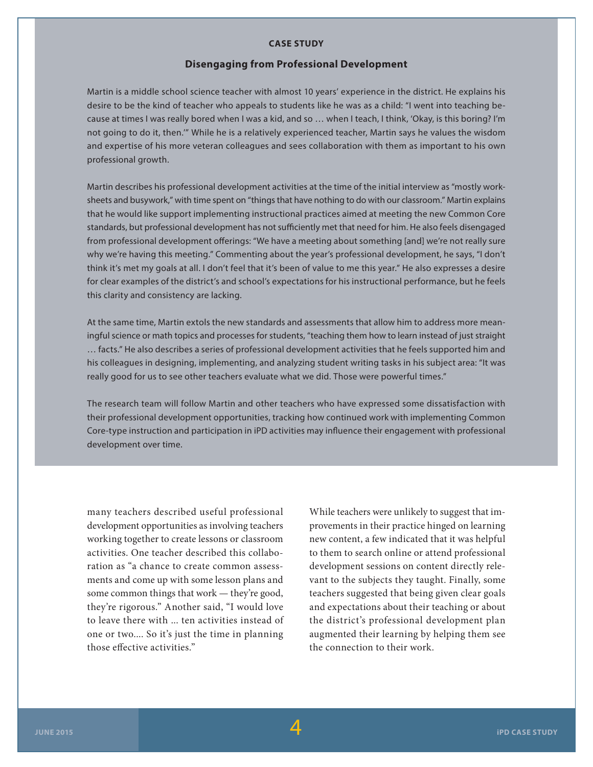## CASE STUDY

### Disengaging from Professional Development

Martin is a middle school science teacher with almost 10 years' experience in the district. He explains his desire to be the kind of teacher who appeals to students like he was as a child: "I went into teaching because at times I was really bored when I was a kid, and so … when I teach, I think, 'Okay, is this boring? I'm not going to do it, then.'" While he is a relatively experienced teacher, Martin says he values the wisdom and expertise of his more veteran colleagues and sees collaboration with them as important to his own professional growth.

Martin describes his professional development activities at the time of the initial interview as "mostly worksheets and busywork," with time spent on "things that have nothing to do with our classroom." Martin explains that he would like support implementing instructional practices aimed at meeting the new Common Core standards, but professional development has not sufficiently met that need for him. He also feels disengaged from professional development offerings: "We have a meeting about something [and] we're not really sure why we're having this meeting." Commenting about the year's professional development, he says, "I don't think it's met my goals at all. I don't feel that it's been of value to me this year." He also expresses a desire for clear examples of the district's and school's expectations for his instructional performance, but he feels this clarity and consistency are lacking.

At the same time, Martin extols the new standards and assessments that allow him to address more meaningful science or math topics and processes for students, "teaching them how to learn instead of just straight … facts." He also describes a series of professional development activities that he feels supported him and his colleagues in designing, implementing, and analyzing student writing tasks in his subject area: "It was really good for us to see other teachers evaluate what we did. Those were powerful times."

The research team will follow Martin and other teachers who have expressed some dissatisfaction with their professional development opportunities, tracking how continued work with implementing Common Core-type instruction and participation in iPD activities may influence their engagement with professional development over time.

many teachers described useful professional development opportunities as involving teachers working together to create lessons or classroom activities. One teacher described this collaboration as "a chance to create common assessments and come up with some lesson plans and some common things that work — they're good, they're rigorous." Another said, "I would love to leave there with ... ten activities instead of one or two.... So it's just the time in planning those effective activities."

While teachers were unlikely to suggest that improvements in their practice hinged on learning new content, a few indicated that it was helpful to them to search online or attend professional development sessions on content directly relevant to the subjects they taught. Finally, some teachers suggested that being given clear goals and expectations about their teaching or about the district's professional development plan augmented their learning by helping them see the connection to their work.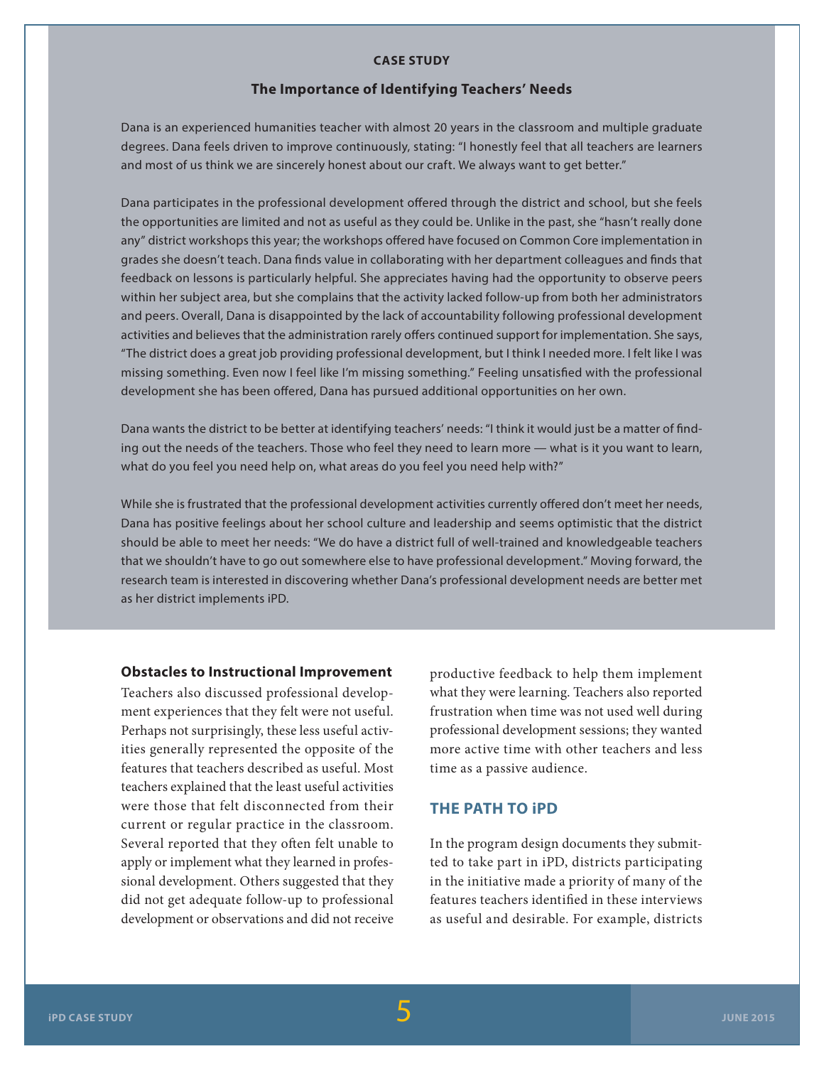**CASE STUDY**

### The Importance of Identifying Teachers' Needs

Dana is an experienced humanities teacher with almost 20 years in the classroom and multiple graduate degrees. Dana feels driven to improve continuously, stating: "I honestly feel that all teachers are learners and most of us think we are sincerely honest about our craft. We always want to get better."

Dana participates in the professional development offered through the district and school, but she feels the opportunities are limited and not as useful as they could be. Unlike in the past, she "hasn't really done any" district workshops this year; the workshops offered have focused on Common Core implementation in grades she doesn't teach. Dana finds value in collaborating with her department colleagues and finds that feedback on lessons is particularly helpful. She appreciates having had the opportunity to observe peers within her subject area, but she complains that the activity lacked follow-up from both her administrators and peers. Overall, Dana is disappointed by the lack of accountability following professional development activities and believes that the administration rarely offers continued support for implementation. She says, "The district does a great job providing professional development, but I think I needed more. I felt like I was missing something. Even now I feel like I'm missing something." Feeling unsatisfied with the professional development she has been offered, Dana has pursued additional opportunities on her own.

Dana wants the district to be better at identifying teachers' needs: "I think it would just be a matter of finding out the needs of the teachers. Those who feel they need to learn more — what is it you want to learn, what do you feel you need help on, what areas do you feel you need help with?"

While she is frustrated that the professional development activities currently offered don't meet her needs, Dana has positive feelings about her school culture and leadership and seems optimistic that the district should be able to meet her needs: "We do have a district full of well-trained and knowledgeable teachers that we shouldn't have to go out somewhere else to have professional development." Moving forward, the research team is interested in discovering whether Dana's professional development needs are better met as her district implements iPD.

### Obstacles to Instructional Improvement

Teachers also discussed professional development experiences that they felt were not useful. Perhaps not surprisingly, these less useful activities generally represented the opposite of the features that teachers described as useful. Most teachers explained that the least useful activities were those that felt disconnected from their current or regular practice in the classroom. Several reported that they often felt unable to apply or implement what they learned in professional development. Others suggested that they did not get adequate follow-up to professional development or observations and did not receive productive feedback to help them implement what they were learning. Teachers also reported frustration when time was not used well during professional development sessions; they wanted more active time with other teachers and less time as a passive audience.

## THE PATH TO iPD

In the program design documents they submitted to take part in iPD, districts participating in the initiative made a priority of many of the features teachers identified in these interviews as useful and desirable. For example, districts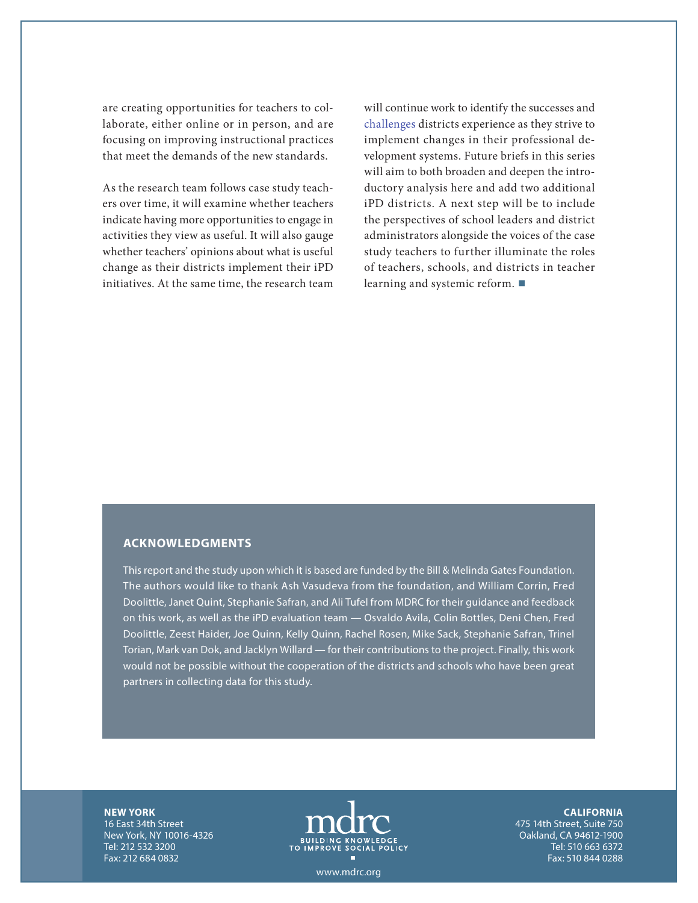are creating opportunities for teachers to collaborate, either online or in person, and are focusing on improving instructional practices that meet the demands of the new standards.

As the research team follows case study teachers over time, it will examine whether teachers indicate having more opportunities to engage in activities they view as useful. It will also gauge whether teachers' opinions about what is useful change as their districts implement their iPD initiatives. At the same time, the research team will continue work to identify the successes and challenges districts experience as they strive to implement changes in their professional development systems. Future briefs in this series will aim to both broaden and deepen the introductory analysis here and add two additional iPD districts. A next step will be to include the perspectives of school leaders and district administrators alongside the voices of the case study teachers to further illuminate the roles of teachers, schools, and districts in teacher learning and systemic reform. ■

## ACKNOWLEDGMENTS

This report and the study upon which it is based are funded by the Bill & Melinda Gates Foundation. The authors would like to thank Ash Vasudeva from the foundation, and William Corrin, Fred Doolittle, Janet Quint, Stephanie Safran, and Ali Tufel from MDRC for their guidance and feedback on this work, as well as the iPD evaluation team — Osvaldo Avila, Colin Bottles, Deni Chen, Fred Doolittle, Zeest Haider, Joe Quinn, Kelly Quinn, Rachel Rosen, Mike Sack, Stephanie Safran, Trinel Torian, Mark van Dok, and Jacklyn Willard — for their contributions to the project. Finally, this work would not be possible without the cooperation of the districts and schools who have been great partners in collecting data for this study.

**NEW YORK**
16 East 34th Street
New York, NY 10016-4326
Tel: 212 532 3200
Fax: 212 684 0832

mdrc
BUILDING KNOWLEDGE TO IMPROVE SOCIAL POLICY

www.mdrc.org

**CALIFORNIA**
475 14th Street, Suite 750
Oakland, CA 94612-1900
Tel: 510 663 6372
Fax: 510 844 0288